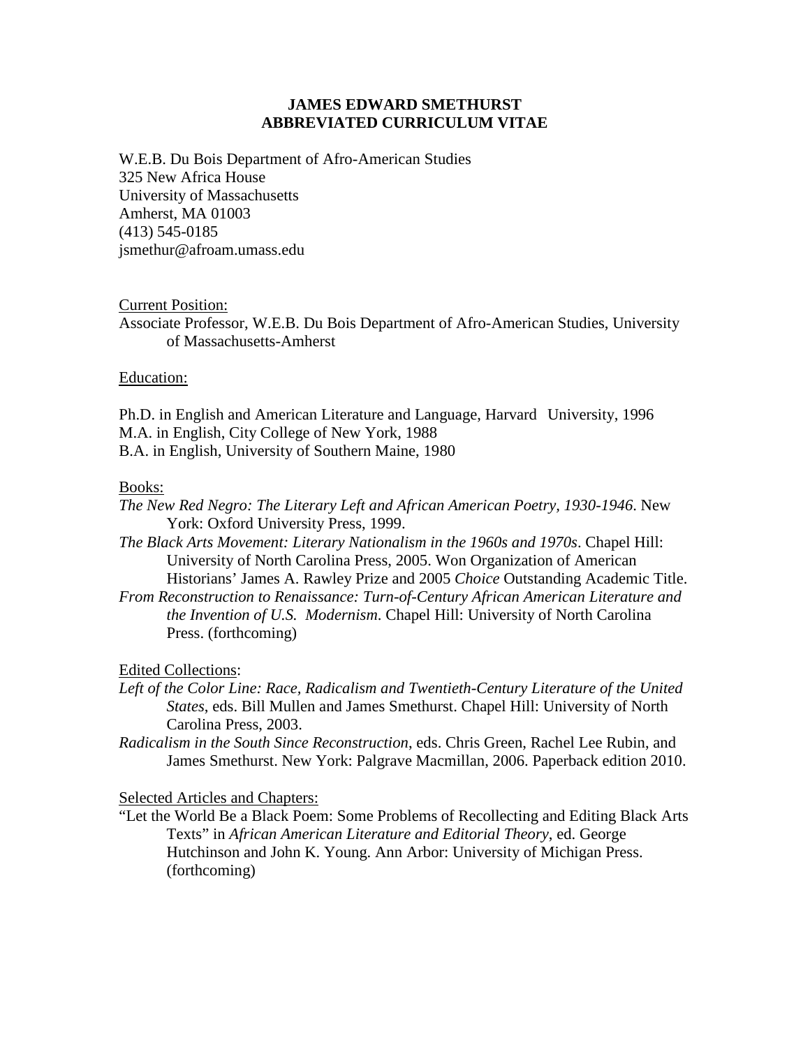# JAMES EDWARD SMETHURST
## ABBREVIATED CURRICULUM VITAE

W.E.B. Du Bois Department of Afro-American Studies
325 New Africa House
University of Massachusetts
Amherst, MA 01003
(413) 545-0185
jsmethur@afroam.umass.edu

<u>Current Position:</u>

Associate Professor, W.E.B. Du Bois Department of Afro-American Studies, University of Massachusetts-Amherst

<u>Education:</u>

Ph.D. in English and American Literature and Language, Harvard University, 1996
M.A. in English, City College of New York, 1988
B.A. in English, University of Southern Maine, 1980

<u>Books:</u>

*The New Red Negro: The Literary Left and African American Poetry, 1930-1946*. New York: Oxford University Press, 1999.

*The Black Arts Movement: Literary Nationalism in the 1960s and 1970s*. Chapel Hill: University of North Carolina Press, 2005. Won Organization of American Historians' James A. Rawley Prize and 2005 *Choice* Outstanding Academic Title.

*From Reconstruction to Renaissance: Turn-of-Century African American Literature and the Invention of U.S. Modernism*. Chapel Hill: University of North Carolina Press. (forthcoming)

<u>Edited Collections</u>:

*Left of the Color Line: Race, Radicalism and Twentieth-Century Literature of the United States*, eds. Bill Mullen and James Smethurst. Chapel Hill: University of North Carolina Press, 2003.

*Radicalism in the South Since Reconstruction*, eds. Chris Green, Rachel Lee Rubin, and James Smethurst. New York: Palgrave Macmillan, 2006. Paperback edition 2010.

<u>Selected Articles and Chapters:</u>

"Let the World Be a Black Poem: Some Problems of Recollecting and Editing Black Arts Texts" in *African American Literature and Editorial Theory*, ed. George Hutchinson and John K. Young. Ann Arbor: University of Michigan Press. (forthcoming)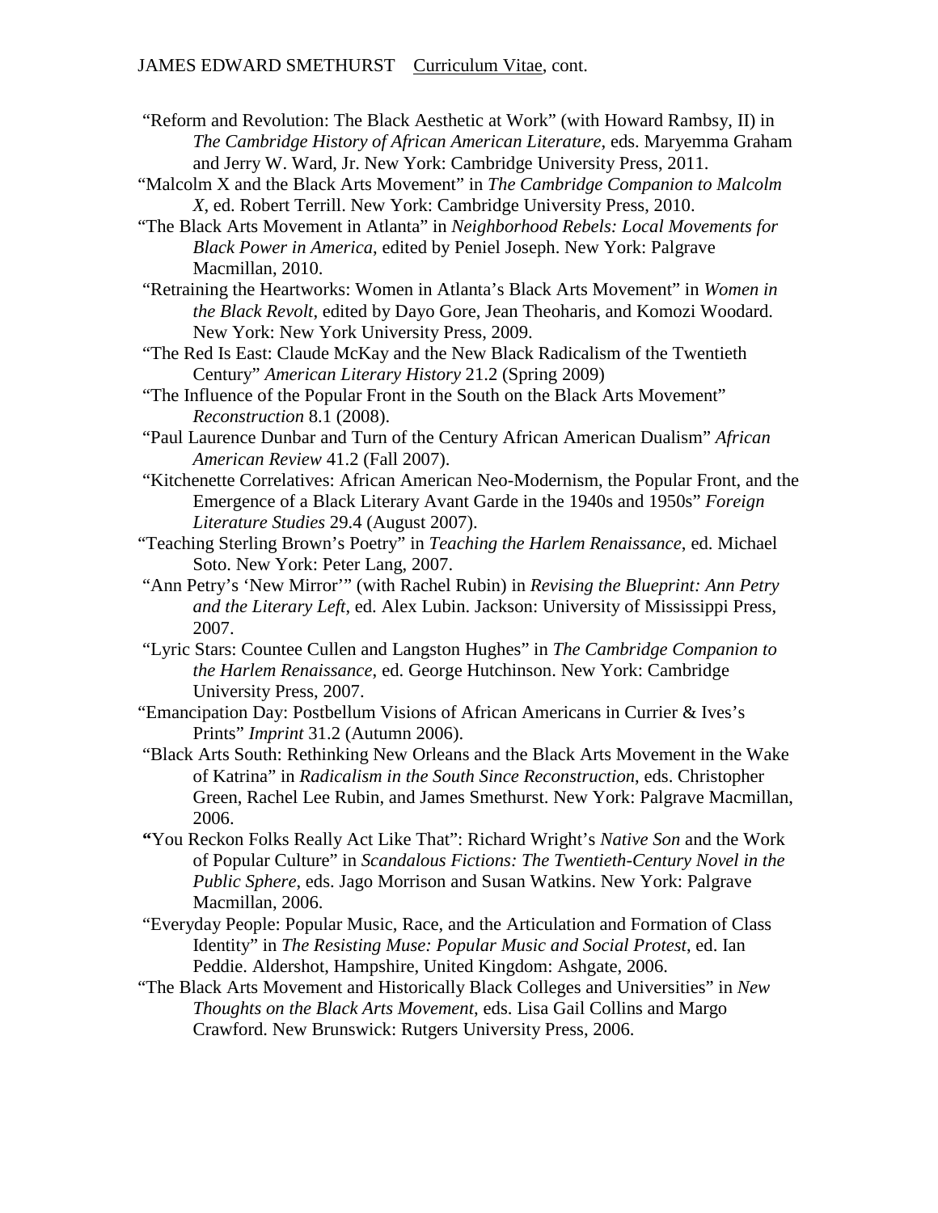"Reform and Revolution: The Black Aesthetic at Work" (with Howard Rambsy, II) in *The Cambridge History of African American Literature*, eds. Maryemma Graham and Jerry W. Ward, Jr. New York: Cambridge University Press, 2011.

"Malcolm X and the Black Arts Movement" in *The Cambridge Companion to Malcolm X*, ed. Robert Terrill. New York: Cambridge University Press, 2010.

"The Black Arts Movement in Atlanta" in *Neighborhood Rebels: Local Movements for Black Power in America*, edited by Peniel Joseph. New York: Palgrave Macmillan, 2010.

"Retraining the Heartworks: Women in Atlanta's Black Arts Movement" in *Women in the Black Revolt*, edited by Dayo Gore, Jean Theoharis, and Komozi Woodard. New York: New York University Press, 2009.

"The Red Is East: Claude McKay and the New Black Radicalism of the Twentieth Century" *American Literary History* 21.2 (Spring 2009)

"The Influence of the Popular Front in the South on the Black Arts Movement" *Reconstruction* 8.1 (2008).

"Paul Laurence Dunbar and Turn of the Century African American Dualism" *African American Review* 41.2 (Fall 2007).

"Kitchenette Correlatives: African American Neo-Modernism, the Popular Front, and the Emergence of a Black Literary Avant Garde in the 1940s and 1950s" *Foreign Literature Studies* 29.4 (August 2007).

"Teaching Sterling Brown's Poetry" in *Teaching the Harlem Renaissance*, ed. Michael Soto. New York: Peter Lang, 2007.

"Ann Petry's 'New Mirror'" (with Rachel Rubin) in *Revising the Blueprint: Ann Petry and the Literary Left*, ed. Alex Lubin. Jackson: University of Mississippi Press, 2007.

"Lyric Stars: Countee Cullen and Langston Hughes" in *The Cambridge Companion to the Harlem Renaissance*, ed. George Hutchinson. New York: Cambridge University Press, 2007.

"Emancipation Day: Postbellum Visions of African Americans in Currier & Ives's Prints" *Imprint* 31.2 (Autumn 2006).

"Black Arts South: Rethinking New Orleans and the Black Arts Movement in the Wake of Katrina" in *Radicalism in the South Since Reconstruction*, eds. Christopher Green, Rachel Lee Rubin, and James Smethurst. New York: Palgrave Macmillan, 2006.

**"**You Reckon Folks Really Act Like That": Richard Wright's *Native Son* and the Work of Popular Culture" in *Scandalous Fictions: The Twentieth-Century Novel in the Public Sphere*, eds. Jago Morrison and Susan Watkins. New York: Palgrave Macmillan, 2006.

"Everyday People: Popular Music, Race, and the Articulation and Formation of Class Identity" in *The Resisting Muse: Popular Music and Social Protest*, ed. Ian Peddie. Aldershot, Hampshire, United Kingdom: Ashgate, 2006.

"The Black Arts Movement and Historically Black Colleges and Universities" in *New Thoughts on the Black Arts Movement*, eds. Lisa Gail Collins and Margo Crawford. New Brunswick: Rutgers University Press, 2006.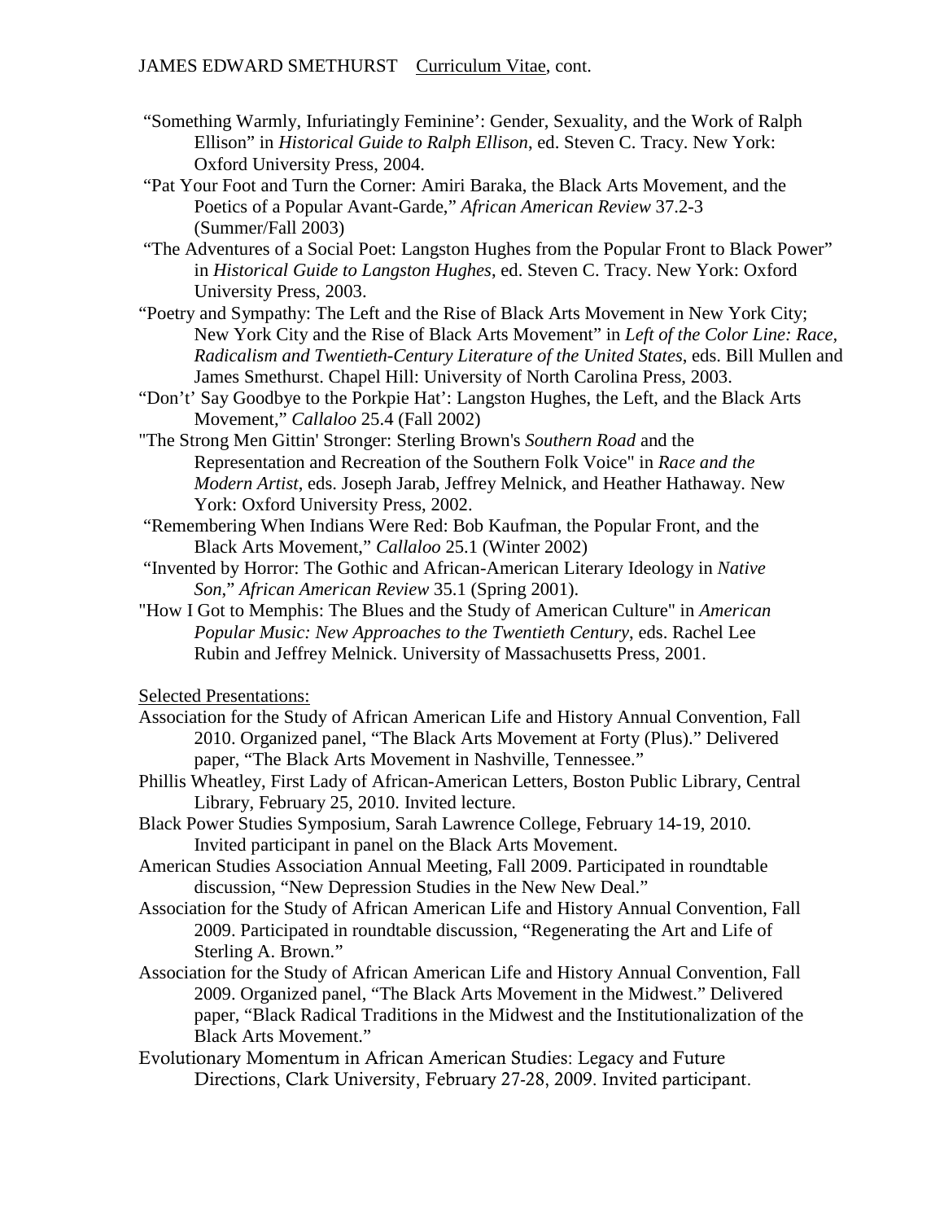"Something Warmly, Infuriatingly Feminine': Gender, Sexuality, and the Work of Ralph Ellison" in *Historical Guide to Ralph Ellison*, ed. Steven C. Tracy. New York: Oxford University Press, 2004.

"Pat Your Foot and Turn the Corner: Amiri Baraka, the Black Arts Movement, and the Poetics of a Popular Avant-Garde," *African American Review* 37.2-3 (Summer/Fall 2003)

"The Adventures of a Social Poet: Langston Hughes from the Popular Front to Black Power" in *Historical Guide to Langston Hughes*, ed. Steven C. Tracy. New York: Oxford University Press, 2003.

"Poetry and Sympathy: The Left and the Rise of Black Arts Movement in New York City; New York City and the Rise of Black Arts Movement" in *Left of the Color Line: Race, Radicalism and Twentieth-Century Literature of the United States*, eds. Bill Mullen and James Smethurst. Chapel Hill: University of North Carolina Press, 2003.

"Don't' Say Goodbye to the Porkpie Hat': Langston Hughes, the Left, and the Black Arts Movement," *Callaloo* 25.4 (Fall 2002)

"The Strong Men Gittin' Stronger: Sterling Brown's *Southern Road* and the Representation and Recreation of the Southern Folk Voice" in *Race and the Modern Artist*, eds. Joseph Jarab, Jeffrey Melnick, and Heather Hathaway. New York: Oxford University Press, 2002.

"Remembering When Indians Were Red: Bob Kaufman, the Popular Front, and the Black Arts Movement," *Callaloo* 25.1 (Winter 2002)

"Invented by Horror: The Gothic and African-American Literary Ideology in *Native Son*," *African American Review* 35.1 (Spring 2001).

"How I Got to Memphis: The Blues and the Study of American Culture" in *American Popular Music: New Approaches to the Twentieth Century*, eds. Rachel Lee Rubin and Jeffrey Melnick. University of Massachusetts Press, 2001.

Selected Presentations:

Association for the Study of African American Life and History Annual Convention, Fall 2010. Organized panel, "The Black Arts Movement at Forty (Plus)." Delivered paper, "The Black Arts Movement in Nashville, Tennessee."

Phillis Wheatley, First Lady of African-American Letters, Boston Public Library, Central Library, February 25, 2010. Invited lecture.

Black Power Studies Symposium, Sarah Lawrence College, February 14-19, 2010. Invited participant in panel on the Black Arts Movement.

American Studies Association Annual Meeting, Fall 2009. Participated in roundtable discussion, "New Depression Studies in the New New Deal."

Association for the Study of African American Life and History Annual Convention, Fall 2009. Participated in roundtable discussion, "Regenerating the Art and Life of Sterling A. Brown."

Association for the Study of African American Life and History Annual Convention, Fall 2009. Organized panel, "The Black Arts Movement in the Midwest." Delivered paper, "Black Radical Traditions in the Midwest and the Institutionalization of the Black Arts Movement."

Evolutionary Momentum in African American Studies: Legacy and Future Directions, Clark University, February 27-28, 2009. Invited participant.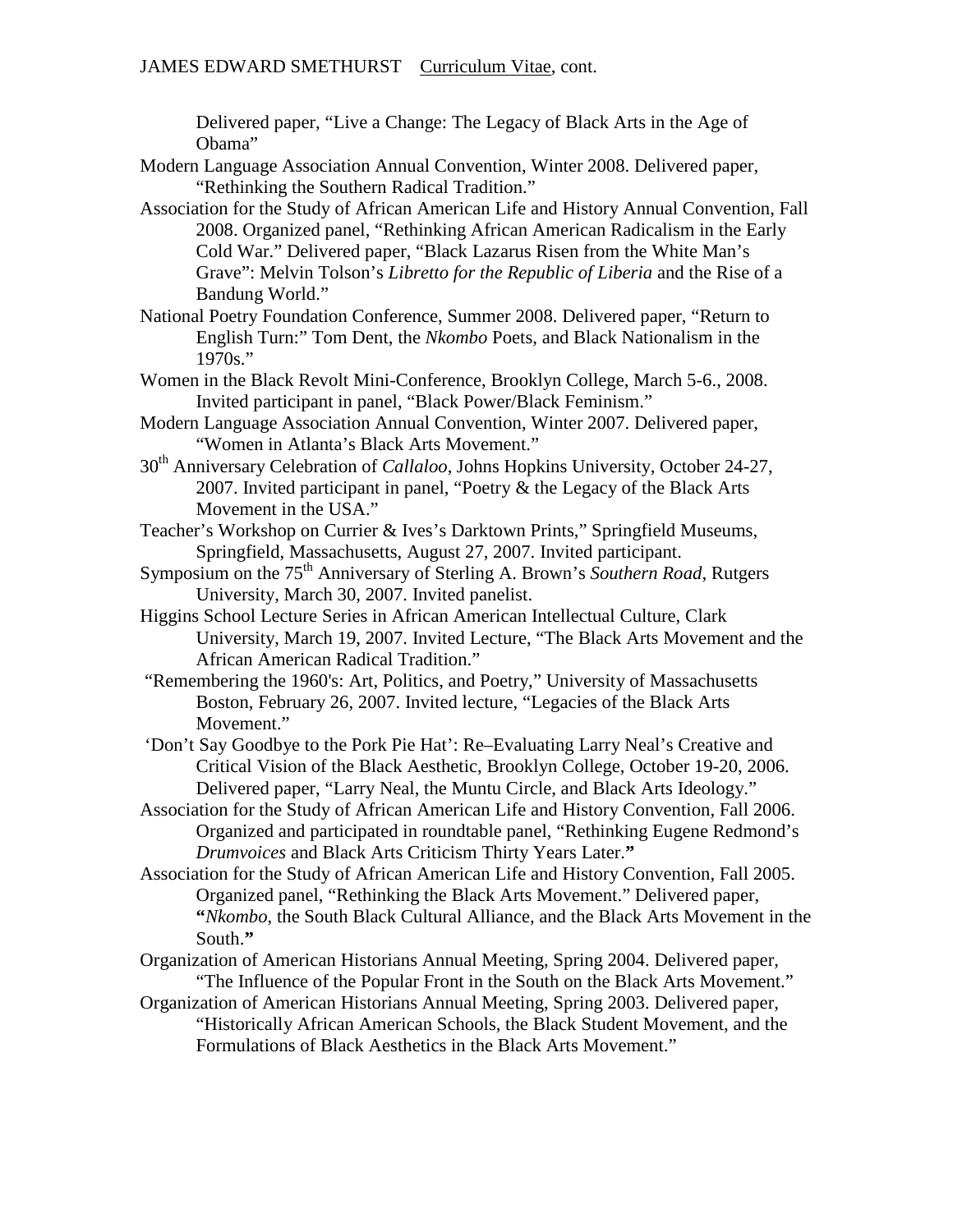Delivered paper, "Live a Change: The Legacy of Black Arts in the Age of Obama"

Modern Language Association Annual Convention, Winter 2008. Delivered paper, "Rethinking the Southern Radical Tradition."

Association for the Study of African American Life and History Annual Convention, Fall 2008. Organized panel, "Rethinking African American Radicalism in the Early Cold War." Delivered paper, "Black Lazarus Risen from the White Man's Grave": Melvin Tolson's *Libretto for the Republic of Liberia* and the Rise of a Bandung World."

National Poetry Foundation Conference, Summer 2008. Delivered paper, "Return to English Turn:" Tom Dent, the *Nkombo* Poets, and Black Nationalism in the 1970s."

Women in the Black Revolt Mini-Conference, Brooklyn College, March 5-6., 2008. Invited participant in panel, "Black Power/Black Feminism."

Modern Language Association Annual Convention, Winter 2007. Delivered paper, "Women in Atlanta's Black Arts Movement."

30th Anniversary Celebration of *Callaloo*, Johns Hopkins University, October 24-27, 2007. Invited participant in panel, "Poetry & the Legacy of the Black Arts Movement in the USA."

Teacher's Workshop on Currier & Ives's Darktown Prints," Springfield Museums, Springfield, Massachusetts, August 27, 2007. Invited participant.

Symposium on the 75th Anniversary of Sterling A. Brown's *Southern Road*, Rutgers University, March 30, 2007. Invited panelist.

Higgins School Lecture Series in African American Intellectual Culture, Clark University, March 19, 2007. Invited Lecture, "The Black Arts Movement and the African American Radical Tradition."

"Remembering the 1960's: Art, Politics, and Poetry," University of Massachusetts Boston, February 26, 2007. Invited lecture, "Legacies of the Black Arts Movement."

'Don't Say Goodbye to the Pork Pie Hat': Re–Evaluating Larry Neal's Creative and Critical Vision of the Black Aesthetic, Brooklyn College, October 19-20, 2006. Delivered paper, "Larry Neal, the Muntu Circle, and Black Arts Ideology."

Association for the Study of African American Life and History Convention, Fall 2006. Organized and participated in roundtable panel, "Rethinking Eugene Redmond's *Drumvoices* and Black Arts Criticism Thirty Years Later."

Association for the Study of African American Life and History Convention, Fall 2005. Organized panel, "Rethinking the Black Arts Movement." Delivered paper, "*Nkombo*, the South Black Cultural Alliance, and the Black Arts Movement in the South."

Organization of American Historians Annual Meeting, Spring 2004. Delivered paper, "The Influence of the Popular Front in the South on the Black Arts Movement."

Organization of American Historians Annual Meeting, Spring 2003. Delivered paper, "Historically African American Schools, the Black Student Movement, and the Formulations of Black Aesthetics in the Black Arts Movement."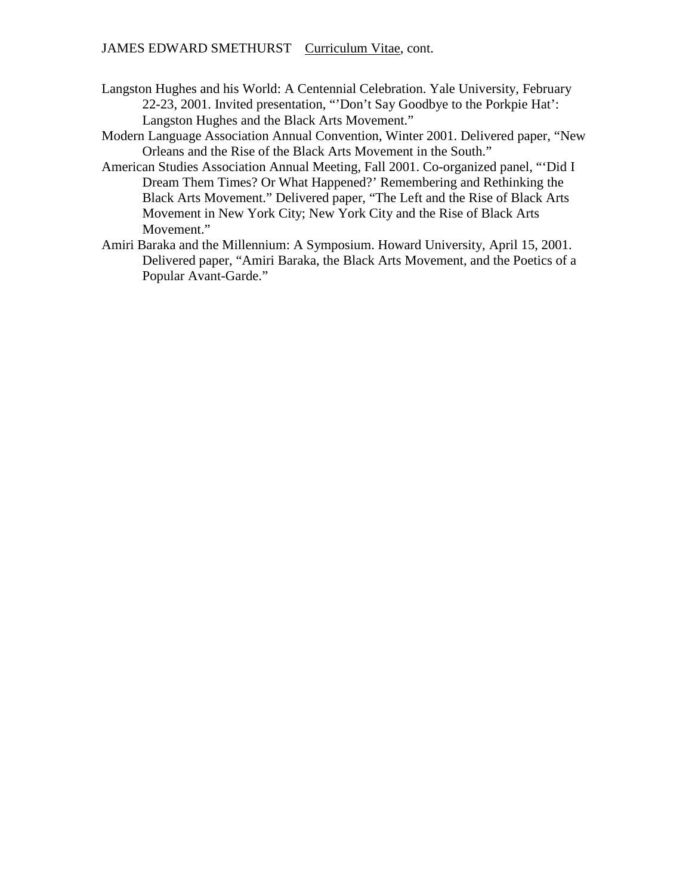Langston Hughes and his World: A Centennial Celebration. Yale University, February 22-23, 2001. Invited presentation, "'Don't Say Goodbye to the Porkpie Hat': Langston Hughes and the Black Arts Movement."

Modern Language Association Annual Convention, Winter 2001. Delivered paper, "New Orleans and the Rise of the Black Arts Movement in the South."

American Studies Association Annual Meeting, Fall 2001. Co-organized panel, "'Did I Dream Them Times? Or What Happened?' Remembering and Rethinking the Black Arts Movement." Delivered paper, "The Left and the Rise of Black Arts Movement in New York City; New York City and the Rise of Black Arts Movement."

Amiri Baraka and the Millennium: A Symposium. Howard University, April 15, 2001. Delivered paper, "Amiri Baraka, the Black Arts Movement, and the Poetics of a Popular Avant-Garde."